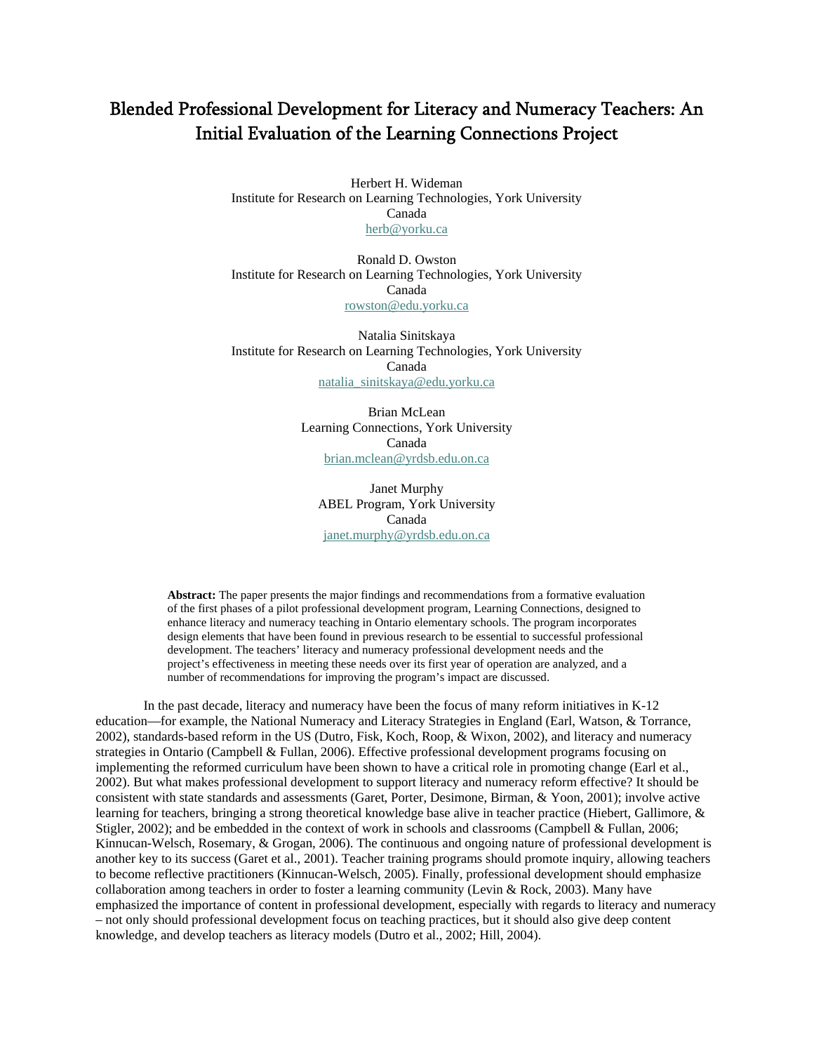# Blended Professional Development for Literacy and Numeracy Teachers: An Initial Evaluation of the Learning Connections Project

Herbert H. Wideman
Institute for Research on Learning Technologies, York University
Canada
herb@yorku.ca

Ronald D. Owston
Institute for Research on Learning Technologies, York University
Canada
rowston@edu.yorku.ca

Natalia Sinitskaya
Institute for Research on Learning Technologies, York University
Canada
natalia_sinitskaya@edu.yorku.ca

Brian McLean
Learning Connections, York University
Canada
brian.mclean@yrdsb.edu.on.ca

Janet Murphy
ABEL Program, York University
Canada
janet.murphy@yrdsb.edu.on.ca

**Abstract:** The paper presents the major findings and recommendations from a formative evaluation of the first phases of a pilot professional development program, Learning Connections, designed to enhance literacy and numeracy teaching in Ontario elementary schools. The program incorporates design elements that have been found in previous research to be essential to successful professional development. The teachers' literacy and numeracy professional development needs and the project's effectiveness in meeting these needs over its first year of operation are analyzed, and a number of recommendations for improving the program's impact are discussed.

In the past decade, literacy and numeracy have been the focus of many reform initiatives in K-12 education—for example, the National Numeracy and Literacy Strategies in England (Earl, Watson, & Torrance, 2002), standards-based reform in the US (Dutro, Fisk, Koch, Roop, & Wixon, 2002), and literacy and numeracy strategies in Ontario (Campbell & Fullan, 2006). Effective professional development programs focusing on implementing the reformed curriculum have been shown to have a critical role in promoting change (Earl et al., 2002). But what makes professional development to support literacy and numeracy reform effective? It should be consistent with state standards and assessments (Garet, Porter, Desimone, Birman, & Yoon, 2001); involve active learning for teachers, bringing a strong theoretical knowledge base alive in teacher practice (Hiebert, Gallimore, & Stigler, 2002); and be embedded in the context of work in schools and classrooms (Campbell & Fullan, 2006; Kinnucan-Welsch, Rosemary, & Grogan, 2006). The continuous and ongoing nature of professional development is another key to its success (Garet et al., 2001). Teacher training programs should promote inquiry, allowing teachers to become reflective practitioners (Kinnucan-Welsch, 2005). Finally, professional development should emphasize collaboration among teachers in order to foster a learning community (Levin & Rock, 2003). Many have emphasized the importance of content in professional development, especially with regards to literacy and numeracy – not only should professional development focus on teaching practices, but it should also give deep content knowledge, and develop teachers as literacy models (Dutro et al., 2002; Hill, 2004).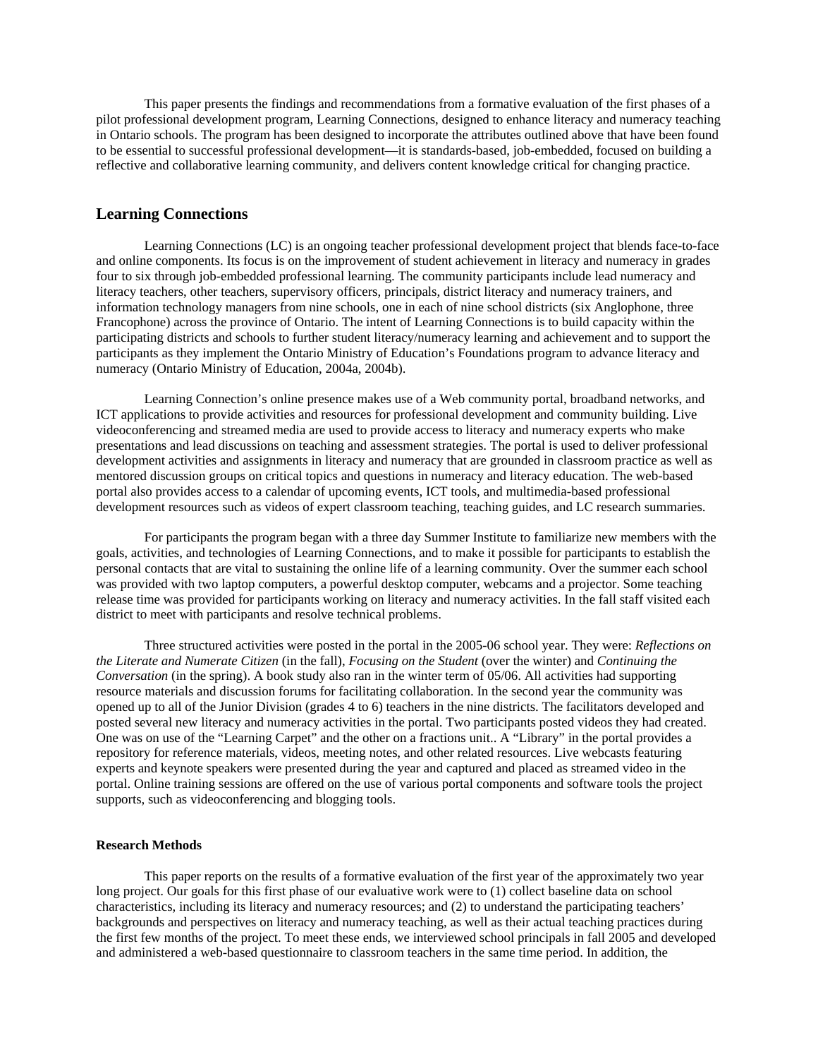This paper presents the findings and recommendations from a formative evaluation of the first phases of a pilot professional development program, Learning Connections, designed to enhance literacy and numeracy teaching in Ontario schools. The program has been designed to incorporate the attributes outlined above that have been found to be essential to successful professional development—it is standards-based, job-embedded, focused on building a reflective and collaborative learning community, and delivers content knowledge critical for changing practice.

## Learning Connections

Learning Connections (LC) is an ongoing teacher professional development project that blends face-to-face and online components. Its focus is on the improvement of student achievement in literacy and numeracy in grades four to six through job-embedded professional learning. The community participants include lead numeracy and literacy teachers, other teachers, supervisory officers, principals, district literacy and numeracy trainers, and information technology managers from nine schools, one in each of nine school districts (six Anglophone, three Francophone) across the province of Ontario. The intent of Learning Connections is to build capacity within the participating districts and schools to further student literacy/numeracy learning and achievement and to support the participants as they implement the Ontario Ministry of Education's Foundations program to advance literacy and numeracy (Ontario Ministry of Education, 2004a, 2004b).

Learning Connection's online presence makes use of a Web community portal, broadband networks, and ICT applications to provide activities and resources for professional development and community building. Live videoconferencing and streamed media are used to provide access to literacy and numeracy experts who make presentations and lead discussions on teaching and assessment strategies. The portal is used to deliver professional development activities and assignments in literacy and numeracy that are grounded in classroom practice as well as mentored discussion groups on critical topics and questions in numeracy and literacy education. The web-based portal also provides access to a calendar of upcoming events, ICT tools, and multimedia-based professional development resources such as videos of expert classroom teaching, teaching guides, and LC research summaries.

For participants the program began with a three day Summer Institute to familiarize new members with the goals, activities, and technologies of Learning Connections, and to make it possible for participants to establish the personal contacts that are vital to sustaining the online life of a learning community. Over the summer each school was provided with two laptop computers, a powerful desktop computer, webcams and a projector. Some teaching release time was provided for participants working on literacy and numeracy activities. In the fall staff visited each district to meet with participants and resolve technical problems.

Three structured activities were posted in the portal in the 2005-06 school year. They were: *Reflections on the Literate and Numerate Citizen* (in the fall), *Focusing on the Student* (over the winter) and *Continuing the Conversation* (in the spring). A book study also ran in the winter term of 05/06. All activities had supporting resource materials and discussion forums for facilitating collaboration. In the second year the community was opened up to all of the Junior Division (grades 4 to 6) teachers in the nine districts. The facilitators developed and posted several new literacy and numeracy activities in the portal. Two participants posted videos they had created. One was on use of the "Learning Carpet" and the other on a fractions unit.. A "Library" in the portal provides a repository for reference materials, videos, meeting notes, and other related resources. Live webcasts featuring experts and keynote speakers were presented during the year and captured and placed as streamed video in the portal. Online training sessions are offered on the use of various portal components and software tools the project supports, such as videoconferencing and blogging tools.

### Research Methods

This paper reports on the results of a formative evaluation of the first year of the approximately two year long project. Our goals for this first phase of our evaluative work were to (1) collect baseline data on school characteristics, including its literacy and numeracy resources; and (2) to understand the participating teachers' backgrounds and perspectives on literacy and numeracy teaching, as well as their actual teaching practices during the first few months of the project. To meet these ends, we interviewed school principals in fall 2005 and developed and administered a web-based questionnaire to classroom teachers in the same time period. In addition, the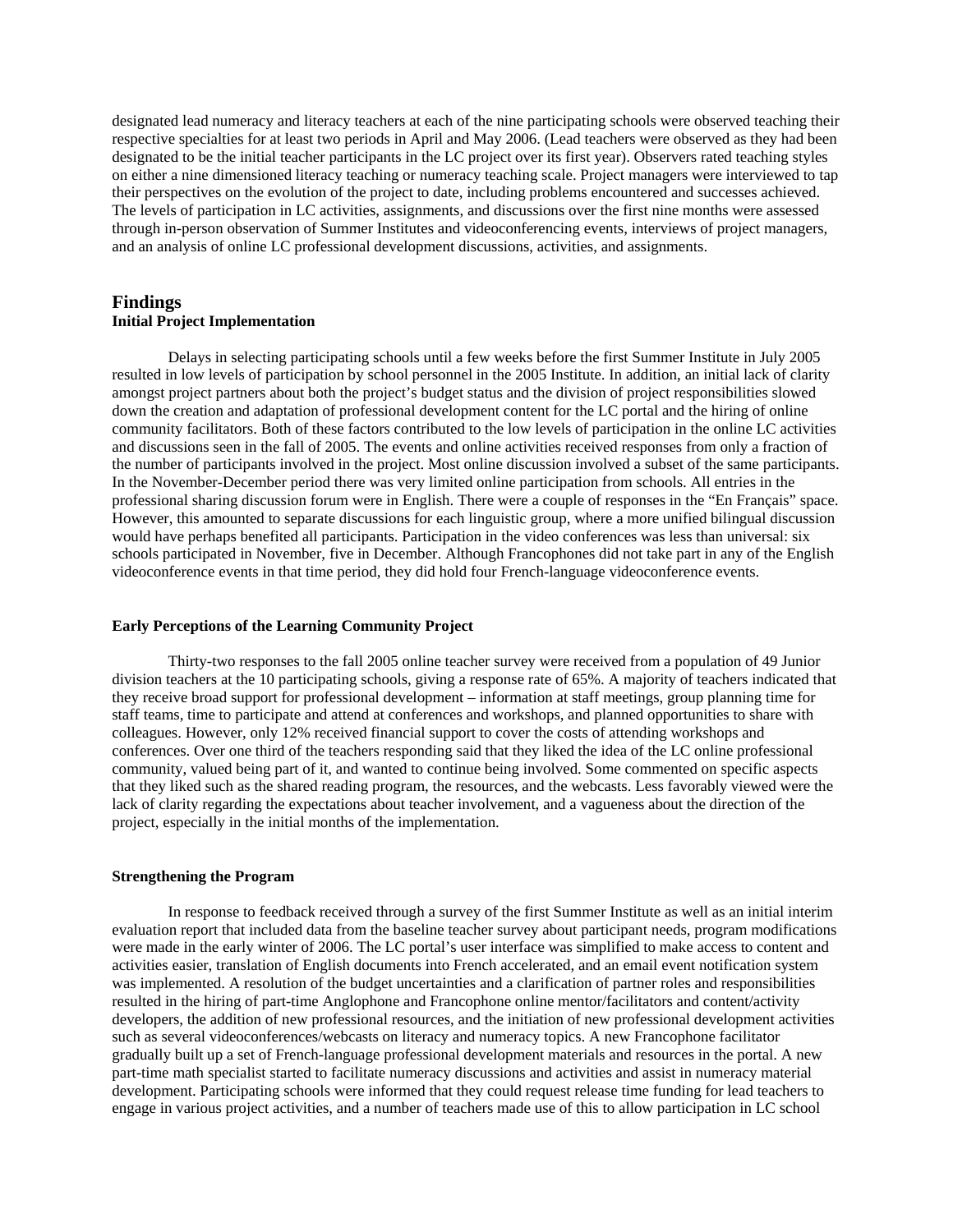designated lead numeracy and literacy teachers at each of the nine participating schools were observed teaching their respective specialties for at least two periods in April and May 2006. (Lead teachers were observed as they had been designated to be the initial teacher participants in the LC project over its first year). Observers rated teaching styles on either a nine dimensioned literacy teaching or numeracy teaching scale. Project managers were interviewed to tap their perspectives on the evolution of the project to date, including problems encountered and successes achieved. The levels of participation in LC activities, assignments, and discussions over the first nine months were assessed through in-person observation of Summer Institutes and videoconferencing events, interviews of project managers, and an analysis of online LC professional development discussions, activities, and assignments.

## Findings

### Initial Project Implementation

Delays in selecting participating schools until a few weeks before the first Summer Institute in July 2005 resulted in low levels of participation by school personnel in the 2005 Institute. In addition, an initial lack of clarity amongst project partners about both the project's budget status and the division of project responsibilities slowed down the creation and adaptation of professional development content for the LC portal and the hiring of online community facilitators. Both of these factors contributed to the low levels of participation in the online LC activities and discussions seen in the fall of 2005. The events and online activities received responses from only a fraction of the number of participants involved in the project. Most online discussion involved a subset of the same participants. In the November-December period there was very limited online participation from schools. All entries in the professional sharing discussion forum were in English. There were a couple of responses in the "En Français" space. However, this amounted to separate discussions for each linguistic group, where a more unified bilingual discussion would have perhaps benefited all participants. Participation in the video conferences was less than universal: six schools participated in November, five in December. Although Francophones did not take part in any of the English videoconference events in that time period, they did hold four French-language videoconference events.

### Early Perceptions of the Learning Community Project

Thirty-two responses to the fall 2005 online teacher survey were received from a population of 49 Junior division teachers at the 10 participating schools, giving a response rate of 65%. A majority of teachers indicated that they receive broad support for professional development – information at staff meetings, group planning time for staff teams, time to participate and attend at conferences and workshops, and planned opportunities to share with colleagues. However, only 12% received financial support to cover the costs of attending workshops and conferences. Over one third of the teachers responding said that they liked the idea of the LC online professional community, valued being part of it, and wanted to continue being involved. Some commented on specific aspects that they liked such as the shared reading program, the resources, and the webcasts. Less favorably viewed were the lack of clarity regarding the expectations about teacher involvement, and a vagueness about the direction of the project, especially in the initial months of the implementation.

### Strengthening the Program

In response to feedback received through a survey of the first Summer Institute as well as an initial interim evaluation report that included data from the baseline teacher survey about participant needs, program modifications were made in the early winter of 2006. The LC portal's user interface was simplified to make access to content and activities easier, translation of English documents into French accelerated, and an email event notification system was implemented. A resolution of the budget uncertainties and a clarification of partner roles and responsibilities resulted in the hiring of part-time Anglophone and Francophone online mentor/facilitators and content/activity developers, the addition of new professional resources, and the initiation of new professional development activities such as several videoconferences/webcasts on literacy and numeracy topics. A new Francophone facilitator gradually built up a set of French-language professional development materials and resources in the portal. A new part-time math specialist started to facilitate numeracy discussions and activities and assist in numeracy material development. Participating schools were informed that they could request release time funding for lead teachers to engage in various project activities, and a number of teachers made use of this to allow participation in LC school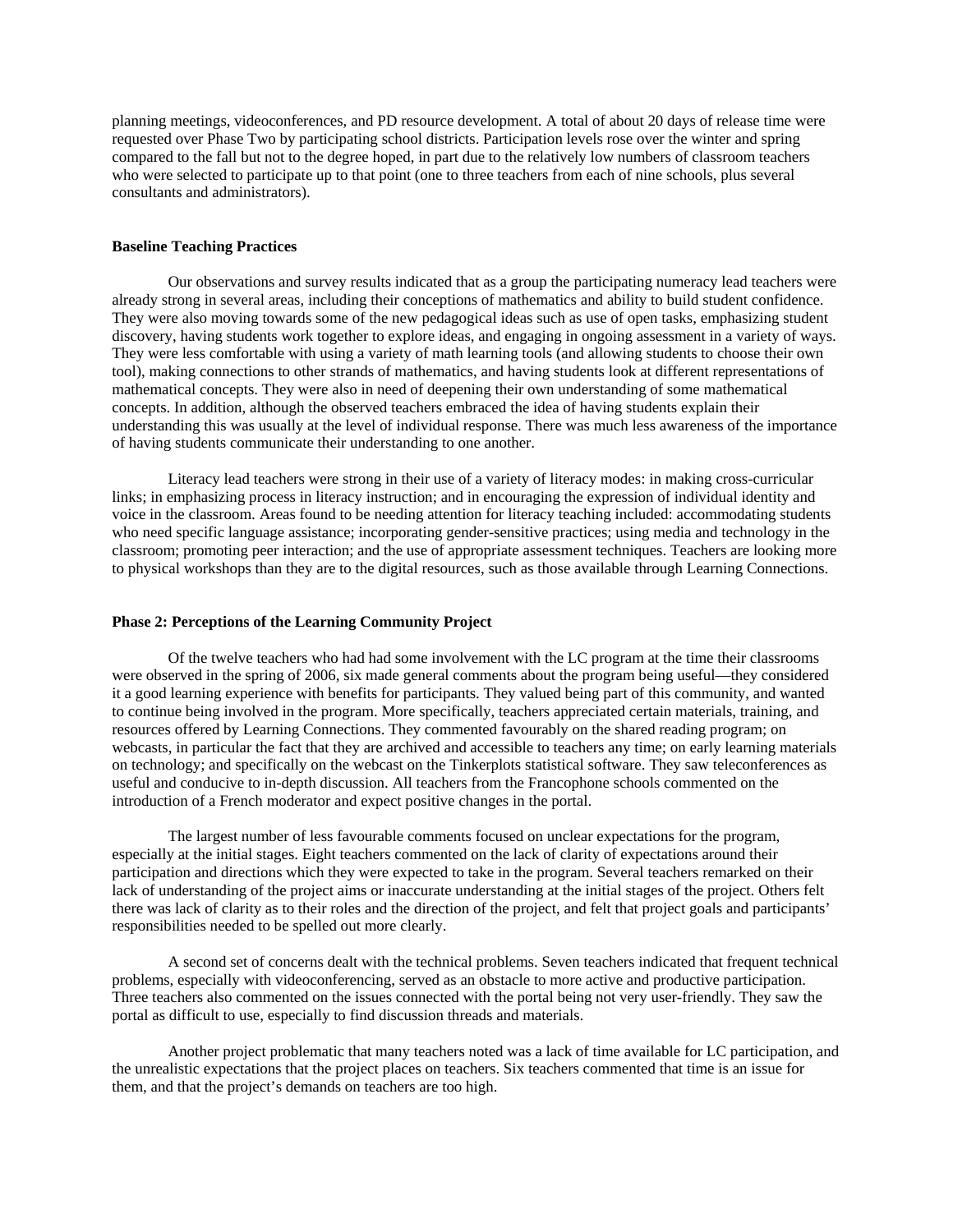planning meetings, videoconferences, and PD resource development. A total of about 20 days of release time were requested over Phase Two by participating school districts. Participation levels rose over the winter and spring compared to the fall but not to the degree hoped, in part due to the relatively low numbers of classroom teachers who were selected to participate up to that point (one to three teachers from each of nine schools, plus several consultants and administrators).

**Baseline Teaching Practices**

Our observations and survey results indicated that as a group the participating numeracy lead teachers were already strong in several areas, including their conceptions of mathematics and ability to build student confidence. They were also moving towards some of the new pedagogical ideas such as use of open tasks, emphasizing student discovery, having students work together to explore ideas, and engaging in ongoing assessment in a variety of ways. They were less comfortable with using a variety of math learning tools (and allowing students to choose their own tool), making connections to other strands of mathematics, and having students look at different representations of mathematical concepts. They were also in need of deepening their own understanding of some mathematical concepts. In addition, although the observed teachers embraced the idea of having students explain their understanding this was usually at the level of individual response. There was much less awareness of the importance of having students communicate their understanding to one another.

Literacy lead teachers were strong in their use of a variety of literacy modes: in making cross-curricular links; in emphasizing process in literacy instruction; and in encouraging the expression of individual identity and voice in the classroom. Areas found to be needing attention for literacy teaching included: accommodating students who need specific language assistance; incorporating gender-sensitive practices; using media and technology in the classroom; promoting peer interaction; and the use of appropriate assessment techniques. Teachers are looking more to physical workshops than they are to the digital resources, such as those available through Learning Connections.

**Phase 2: Perceptions of the Learning Community Project**

Of the twelve teachers who had had some involvement with the LC program at the time their classrooms were observed in the spring of 2006, six made general comments about the program being useful—they considered it a good learning experience with benefits for participants. They valued being part of this community, and wanted to continue being involved in the program. More specifically, teachers appreciated certain materials, training, and resources offered by Learning Connections. They commented favourably on the shared reading program; on webcasts, in particular the fact that they are archived and accessible to teachers any time; on early learning materials on technology; and specifically on the webcast on the Tinkerplots statistical software. They saw teleconferences as useful and conducive to in-depth discussion. All teachers from the Francophone schools commented on the introduction of a French moderator and expect positive changes in the portal.

The largest number of less favourable comments focused on unclear expectations for the program, especially at the initial stages. Eight teachers commented on the lack of clarity of expectations around their participation and directions which they were expected to take in the program. Several teachers remarked on their lack of understanding of the project aims or inaccurate understanding at the initial stages of the project. Others felt there was lack of clarity as to their roles and the direction of the project, and felt that project goals and participants' responsibilities needed to be spelled out more clearly.

A second set of concerns dealt with the technical problems. Seven teachers indicated that frequent technical problems, especially with videoconferencing, served as an obstacle to more active and productive participation. Three teachers also commented on the issues connected with the portal being not very user-friendly. They saw the portal as difficult to use, especially to find discussion threads and materials.

Another project problematic that many teachers noted was a lack of time available for LC participation, and the unrealistic expectations that the project places on teachers. Six teachers commented that time is an issue for them, and that the project's demands on teachers are too high.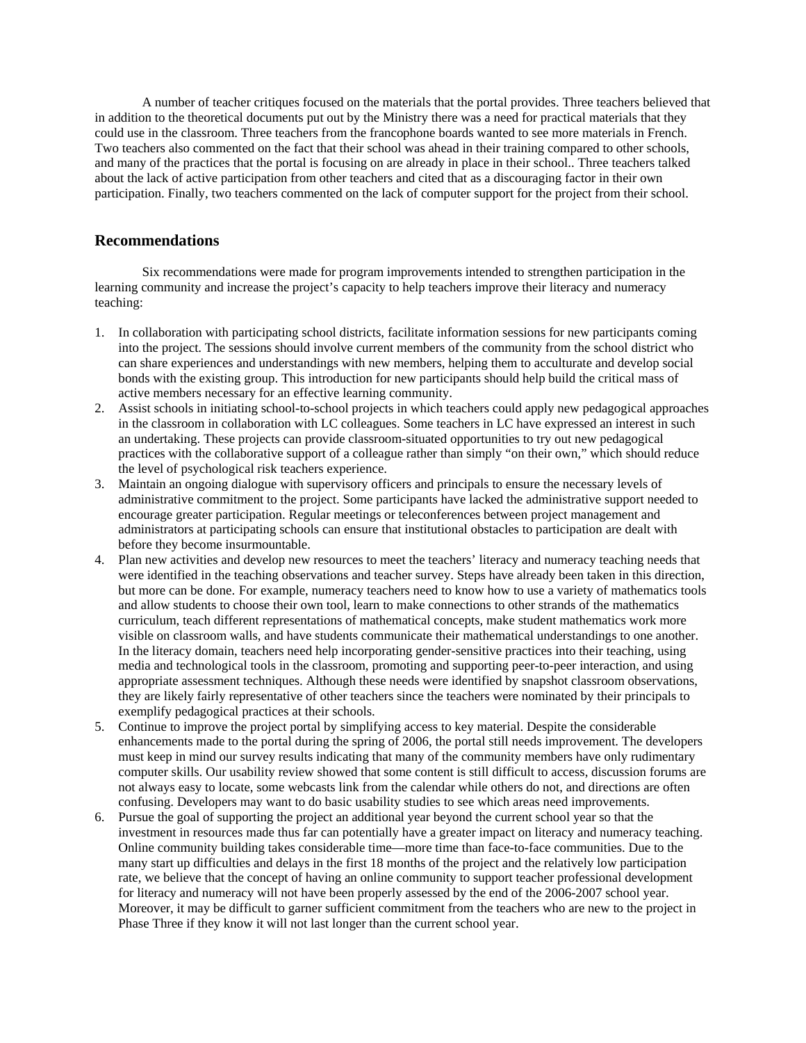A number of teacher critiques focused on the materials that the portal provides. Three teachers believed that in addition to the theoretical documents put out by the Ministry there was a need for practical materials that they could use in the classroom. Three teachers from the francophone boards wanted to see more materials in French. Two teachers also commented on the fact that their school was ahead in their training compared to other schools, and many of the practices that the portal is focusing on are already in place in their school.. Three teachers talked about the lack of active participation from other teachers and cited that as a discouraging factor in their own participation. Finally, two teachers commented on the lack of computer support for the project from their school.

## Recommendations

Six recommendations were made for program improvements intended to strengthen participation in the learning community and increase the project's capacity to help teachers improve their literacy and numeracy teaching:

1. In collaboration with participating school districts, facilitate information sessions for new participants coming into the project. The sessions should involve current members of the community from the school district who can share experiences and understandings with new members, helping them to acculturate and develop social bonds with the existing group. This introduction for new participants should help build the critical mass of active members necessary for an effective learning community.
2. Assist schools in initiating school-to-school projects in which teachers could apply new pedagogical approaches in the classroom in collaboration with LC colleagues. Some teachers in LC have expressed an interest in such an undertaking. These projects can provide classroom-situated opportunities to try out new pedagogical practices with the collaborative support of a colleague rather than simply "on their own," which should reduce the level of psychological risk teachers experience.
3. Maintain an ongoing dialogue with supervisory officers and principals to ensure the necessary levels of administrative commitment to the project. Some participants have lacked the administrative support needed to encourage greater participation. Regular meetings or teleconferences between project management and administrators at participating schools can ensure that institutional obstacles to participation are dealt with before they become insurmountable.
4. Plan new activities and develop new resources to meet the teachers' literacy and numeracy teaching needs that were identified in the teaching observations and teacher survey. Steps have already been taken in this direction, but more can be done. For example, numeracy teachers need to know how to use a variety of mathematics tools and allow students to choose their own tool, learn to make connections to other strands of the mathematics curriculum, teach different representations of mathematical concepts, make student mathematics work more visible on classroom walls, and have students communicate their mathematical understandings to one another. In the literacy domain, teachers need help incorporating gender-sensitive practices into their teaching, using media and technological tools in the classroom, promoting and supporting peer-to-peer interaction, and using appropriate assessment techniques. Although these needs were identified by snapshot classroom observations, they are likely fairly representative of other teachers since the teachers were nominated by their principals to exemplify pedagogical practices at their schools.
5. Continue to improve the project portal by simplifying access to key material. Despite the considerable enhancements made to the portal during the spring of 2006, the portal still needs improvement. The developers must keep in mind our survey results indicating that many of the community members have only rudimentary computer skills. Our usability review showed that some content is still difficult to access, discussion forums are not always easy to locate, some webcasts link from the calendar while others do not, and directions are often confusing. Developers may want to do basic usability studies to see which areas need improvements.
6. Pursue the goal of supporting the project an additional year beyond the current school year so that the investment in resources made thus far can potentially have a greater impact on literacy and numeracy teaching. Online community building takes considerable time—more time than face-to-face communities. Due to the many start up difficulties and delays in the first 18 months of the project and the relatively low participation rate, we believe that the concept of having an online community to support teacher professional development for literacy and numeracy will not have been properly assessed by the end of the 2006-2007 school year. Moreover, it may be difficult to garner sufficient commitment from the teachers who are new to the project in Phase Three if they know it will not last longer than the current school year.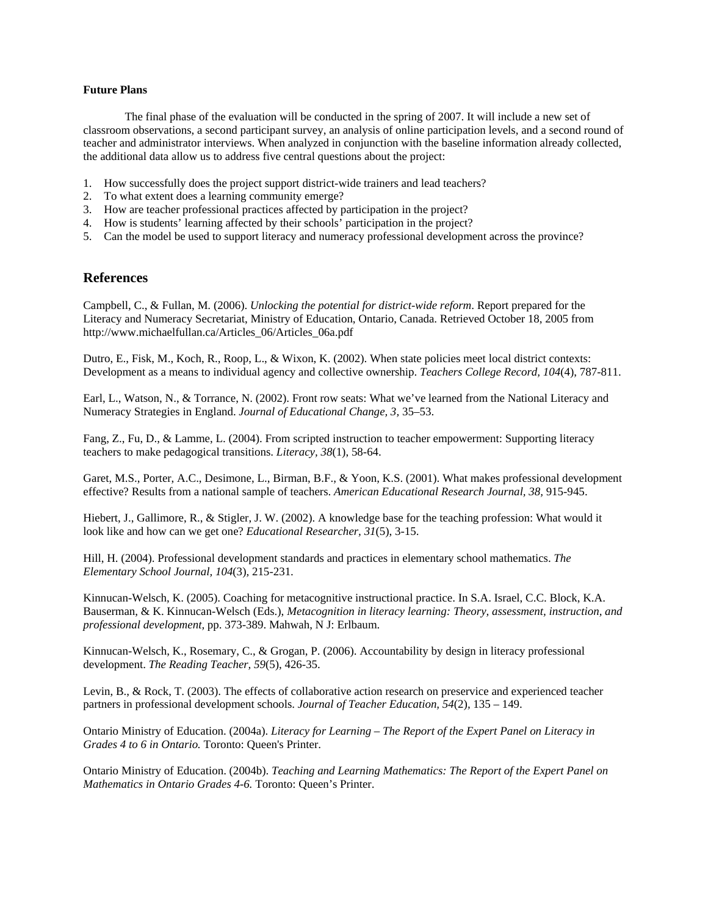**Future Plans**

The final phase of the evaluation will be conducted in the spring of 2007. It will include a new set of classroom observations, a second participant survey, an analysis of online participation levels, and a second round of teacher and administrator interviews. When analyzed in conjunction with the baseline information already collected, the additional data allow us to address five central questions about the project:

1. How successfully does the project support district-wide trainers and lead teachers?
2. To what extent does a learning community emerge?
3. How are teacher professional practices affected by participation in the project?
4. How is students' learning affected by their schools' participation in the project?
5. Can the model be used to support literacy and numeracy professional development across the province?

## References

Campbell, C., & Fullan, M. (2006). *Unlocking the potential for district-wide reform*. Report prepared for the Literacy and Numeracy Secretariat, Ministry of Education, Ontario, Canada. Retrieved October 18, 2005 from http://www.michaelfullan.ca/Articles_06/Articles_06a.pdf

Dutro, E., Fisk, M., Koch, R., Roop, L., & Wixon, K. (2002). When state policies meet local district contexts: Development as a means to individual agency and collective ownership. *Teachers College Record, 104*(4), 787-811.

Earl, L., Watson, N., & Torrance, N. (2002). Front row seats: What we've learned from the National Literacy and Numeracy Strategies in England. *Journal of Educational Change, 3,* 35–53.

Fang, Z., Fu, D., & Lamme, L. (2004). From scripted instruction to teacher empowerment: Supporting literacy teachers to make pedagogical transitions. *Literacy, 38*(1), 58-64.

Garet, M.S., Porter, A.C., Desimone, L., Birman, B.F., & Yoon, K.S. (2001). What makes professional development effective? Results from a national sample of teachers. *American Educational Research Journal, 38,* 915-945.

Hiebert, J., Gallimore, R., & Stigler, J. W. (2002). A knowledge base for the teaching profession: What would it look like and how can we get one? *Educational Researcher, 31*(5), 3-15.

Hill, H. (2004). Professional development standards and practices in elementary school mathematics. *The Elementary School Journal, 104*(3), 215-231.

Kinnucan-Welsch, K. (2005). Coaching for metacognitive instructional practice. In S.A. Israel, C.C. Block, K.A. Bauserman, & K. Kinnucan-Welsch (Eds.), *Metacognition in literacy learning: Theory, assessment, instruction, and professional development,* pp. 373-389. Mahwah, N J: Erlbaum.

Kinnucan-Welsch, K., Rosemary, C., & Grogan, P. (2006). Accountability by design in literacy professional development. *The Reading Teacher, 59*(5), 426-35.

Levin, B., & Rock, T. (2003). The effects of collaborative action research on preservice and experienced teacher partners in professional development schools. *Journal of Teacher Education, 54*(2), 135 – 149.

Ontario Ministry of Education. (2004a). *Literacy for Learning – The Report of the Expert Panel on Literacy in Grades 4 to 6 in Ontario.* Toronto: Queen's Printer.

Ontario Ministry of Education. (2004b). *Teaching and Learning Mathematics: The Report of the Expert Panel on Mathematics in Ontario Grades 4-6.* Toronto: Queen's Printer.